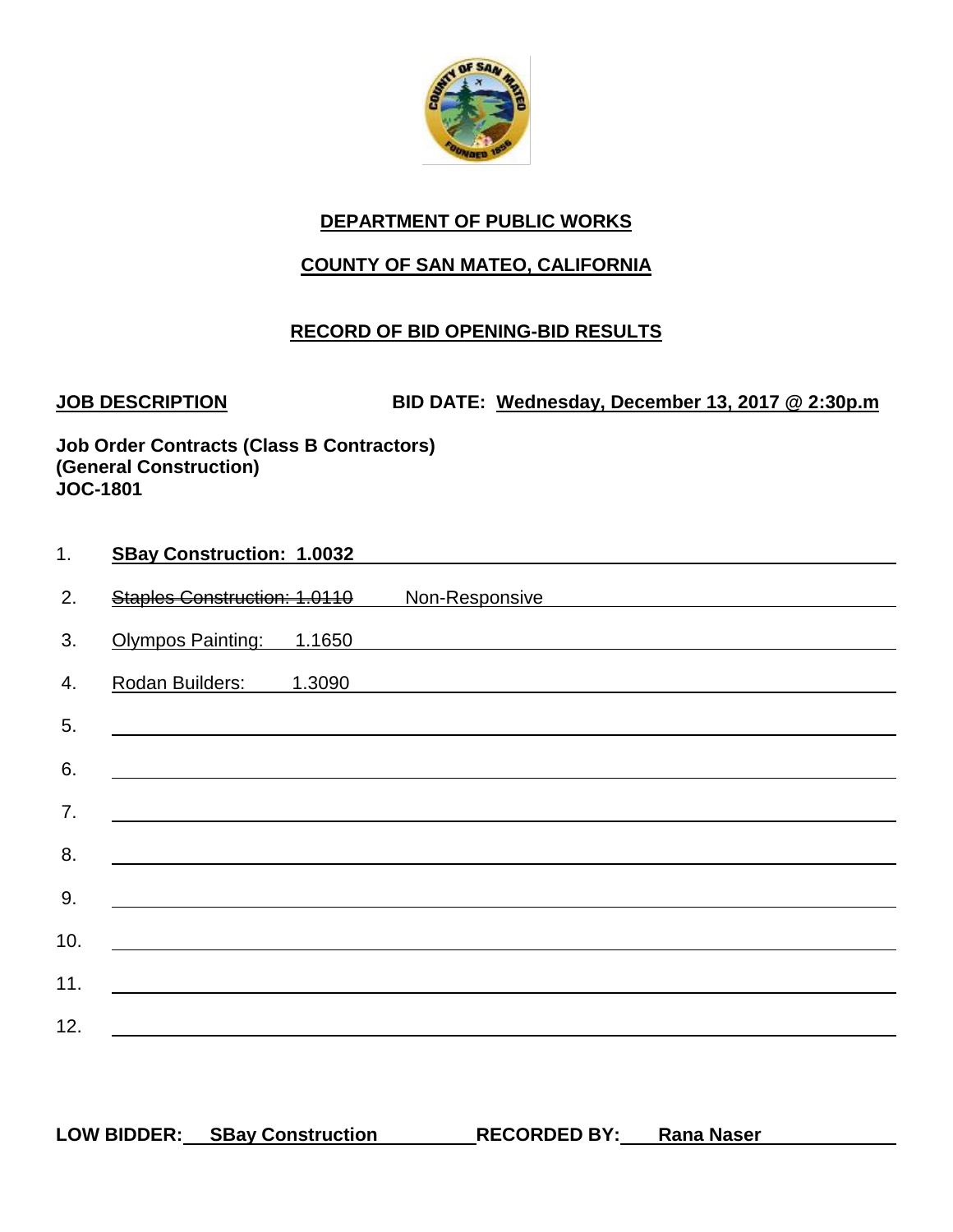## DEPARTMENT OF PUBLIC WORKS

## COUNTY OF SAN MATEO, CALIFORNIA

## RECORD OF BID OPENING-BID RESULTS

**JOB DESCRIPTION** **BID DATE: Wednesday, December 13, 2017 @ 2:30p.m**

**Job Order Contracts (Class B Contractors)**
**(General Construction)**
**JOC-1801**

1. **SBay Construction: 1.0032**
2. ~~Staples Construction: 1.0110~~ Non-Responsive
3. Olympos Painting: 1.1650
4. Rodan Builders: 1.3090
5. 
6. 
7. 
8. 
9. 
10. 
11. 
12. 

**LOW BIDDER: SBay Construction** **RECORDED BY: Rana Naser**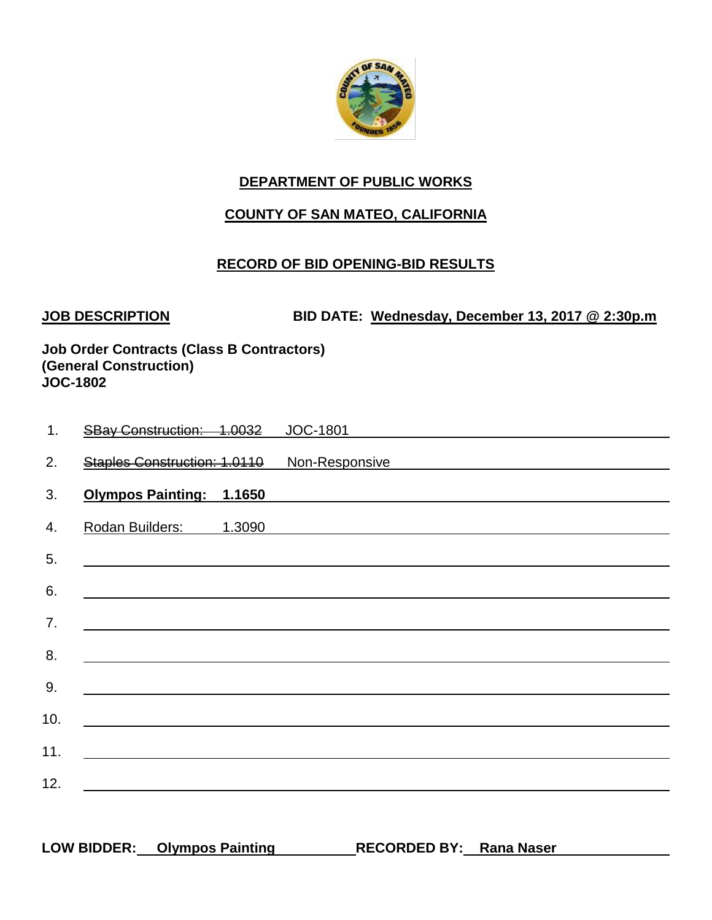**DEPARTMENT OF PUBLIC WORKS**

**COUNTY OF SAN MATEO, CALIFORNIA**

**RECORD OF BID OPENING-BID RESULTS**

**JOB DESCRIPTION** **BID DATE: Wednesday, December 13, 2017 @ 2:30p.m**

**Job Order Contracts (Class B Contractors)**
**(General Construction)**
**JOC-1802**

1. ~~SBay Construction: 1.0032~~ JOC-1801
2. ~~Staples Construction: 1.0110~~ Non-Responsive
3. **Olympos Painting: 1.1650**
4. Rodan Builders: 1.3090
5. 
6. 
7. 
8. 
9. 
10. 
11. 
12. 

**LOW BIDDER: Olympos Painting** **RECORDED BY: Rana Naser**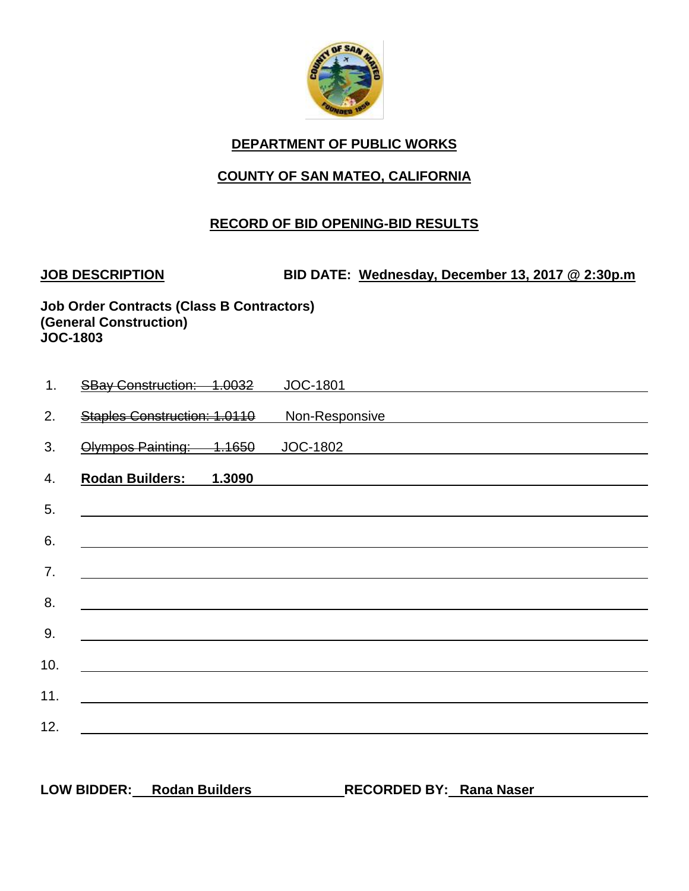**DEPARTMENT OF PUBLIC WORKS**

**COUNTY OF SAN MATEO, CALIFORNIA**

**RECORD OF BID OPENING-BID RESULTS**

**JOB DESCRIPTION** **BID DATE: Wednesday, December 13, 2017 @ 2:30p.m**

**Job Order Contracts (Class B Contractors)**
**(General Construction)**
**JOC-1803**

1. ~~SBay Construction: 1.0032~~ JOC-1801
2. ~~Staples Construction: 1.0110~~ Non-Responsive
3. ~~Olympos Painting: 1.1650~~ JOC-1802
4. **Rodan Builders: 1.3090**
5. 
6. 
7. 
8. 
9. 
10. 
11. 
12. 

**LOW BIDDER: Rodan Builders** **RECORDED BY: Rana Naser**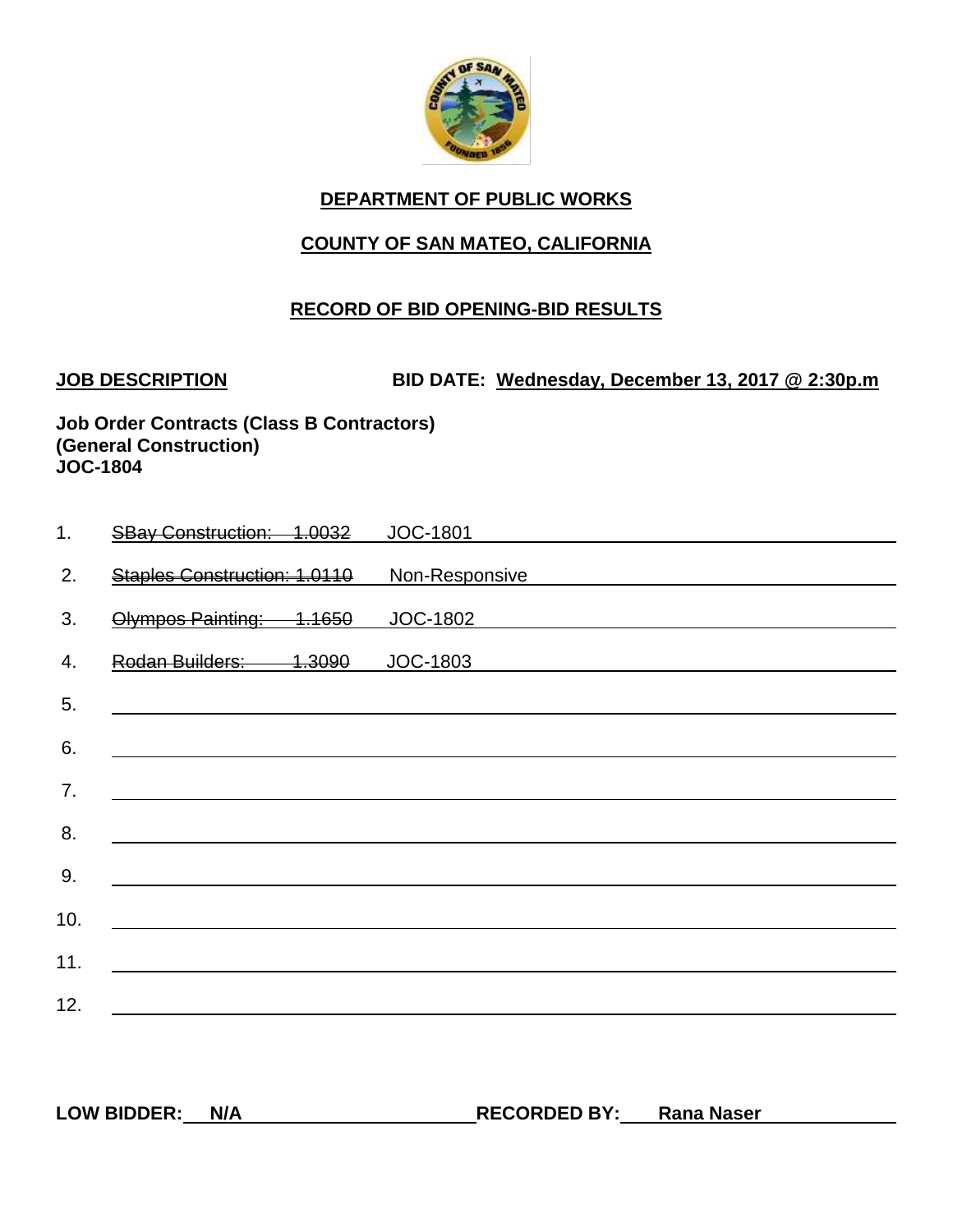**DEPARTMENT OF PUBLIC WORKS**

**COUNTY OF SAN MATEO, CALIFORNIA**

**RECORD OF BID OPENING-BID RESULTS**

**JOB DESCRIPTION** **BID DATE: Wednesday, December 13, 2017 @ 2:30p.m**

**Job Order Contracts (Class B Contractors)**
**(General Construction)**
**JOC-1804**

1. ~~SBay Construction: 1.0032~~ JOC-1801
2. ~~Staples Construction: 1.0110~~ Non-Responsive
3. ~~Olympos Painting: 1.1650~~ JOC-1802
4. ~~Rodan Builders: 1.3090~~ JOC-1803
5. 
6. 
7. 
8. 
9. 
10. 
11. 
12. 

**LOW BIDDER: N/A** **RECORDED BY: Rana Naser**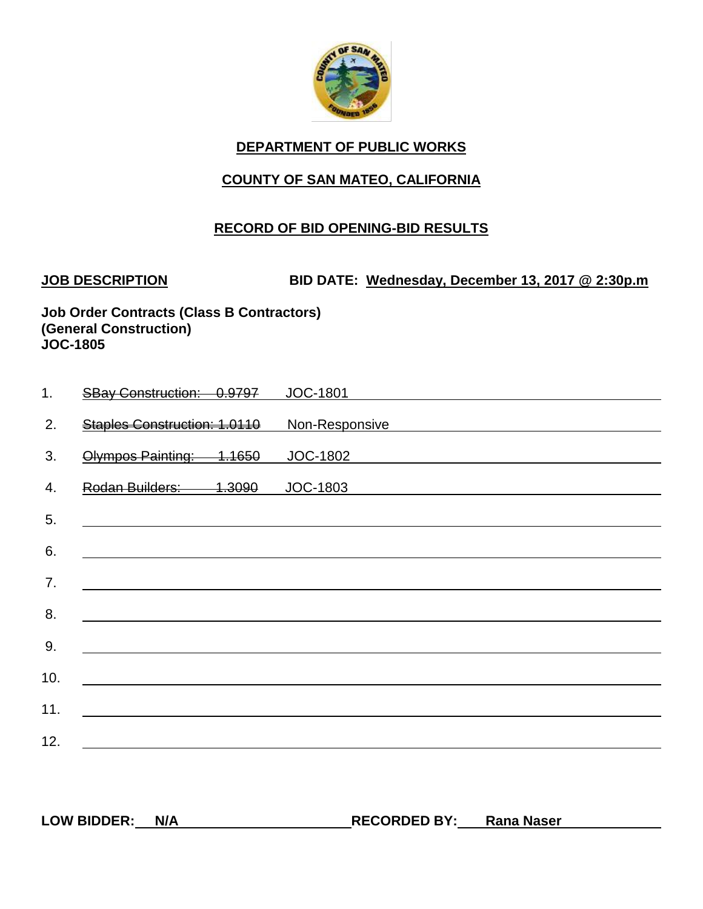**DEPARTMENT OF PUBLIC WORKS**

**COUNTY OF SAN MATEO, CALIFORNIA**

**RECORD OF BID OPENING-BID RESULTS**

**JOB DESCRIPTION** **BID DATE: Wednesday, December 13, 2017 @ 2:30p.m**

**Job Order Contracts (Class B Contractors)**
**(General Construction)**
**JOC-1805**

1. ~~SBay Construction: 0.9797~~ JOC-1801
2. ~~Staples Construction: 1.0110~~ Non-Responsive
3. ~~Olympos Painting: 1.1650~~ JOC-1802
4. ~~Rodan Builders: 1.3090~~ JOC-1803
5. 
6. 
7. 
8. 
9. 
10. 
11. 
12. 

**LOW BIDDER: N/A** **RECORDED BY: Rana Naser**